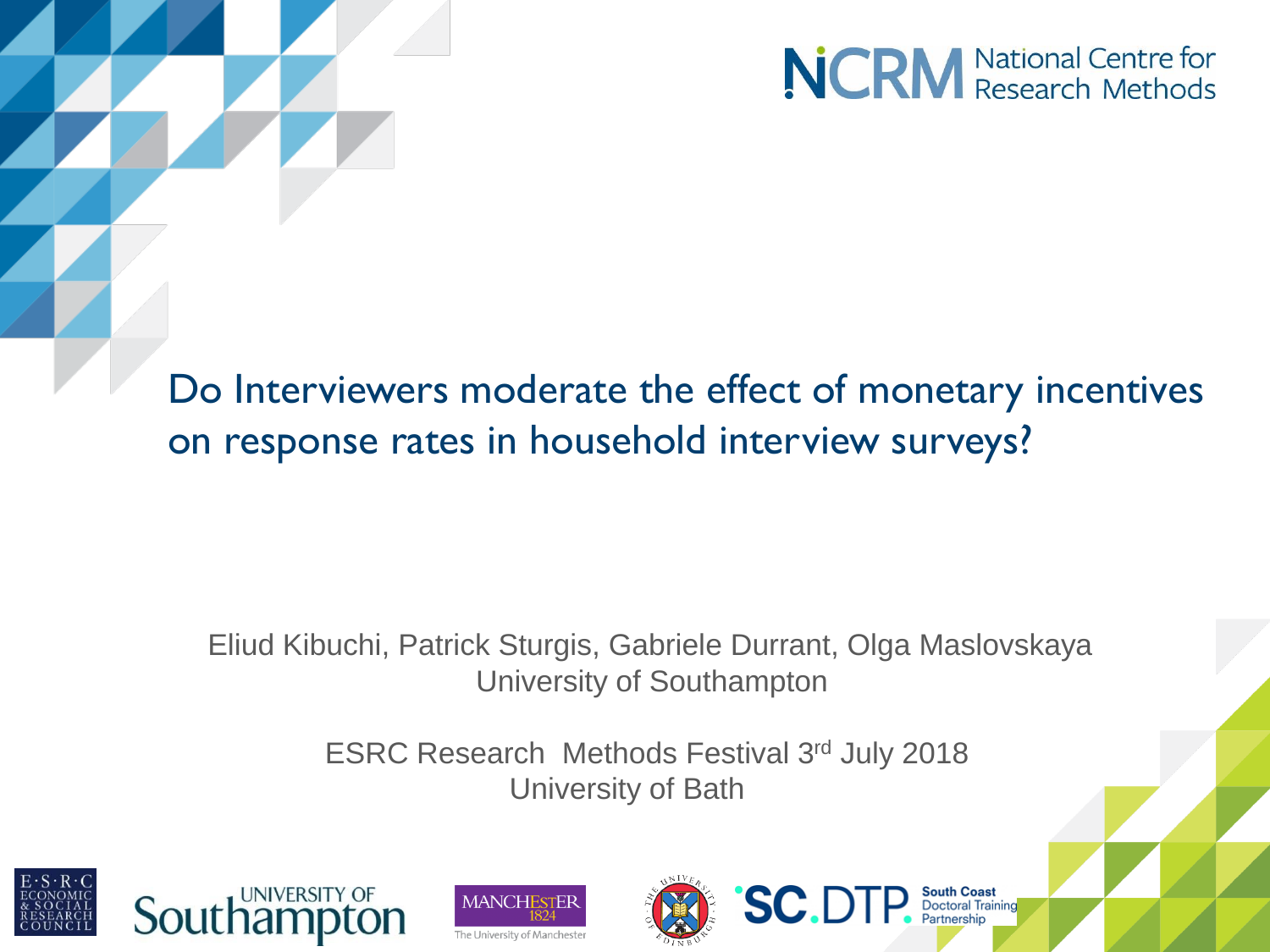# Do Interviewers moderate the effect of monetary incentives on response rates in household interview surveys?

Eliud Kibuchi, Patrick Sturgis, Gabriele Durrant, Olga Maslovskaya
University of Southampton

ESRC Research Methods Festival 3rd July 2018
University of Bath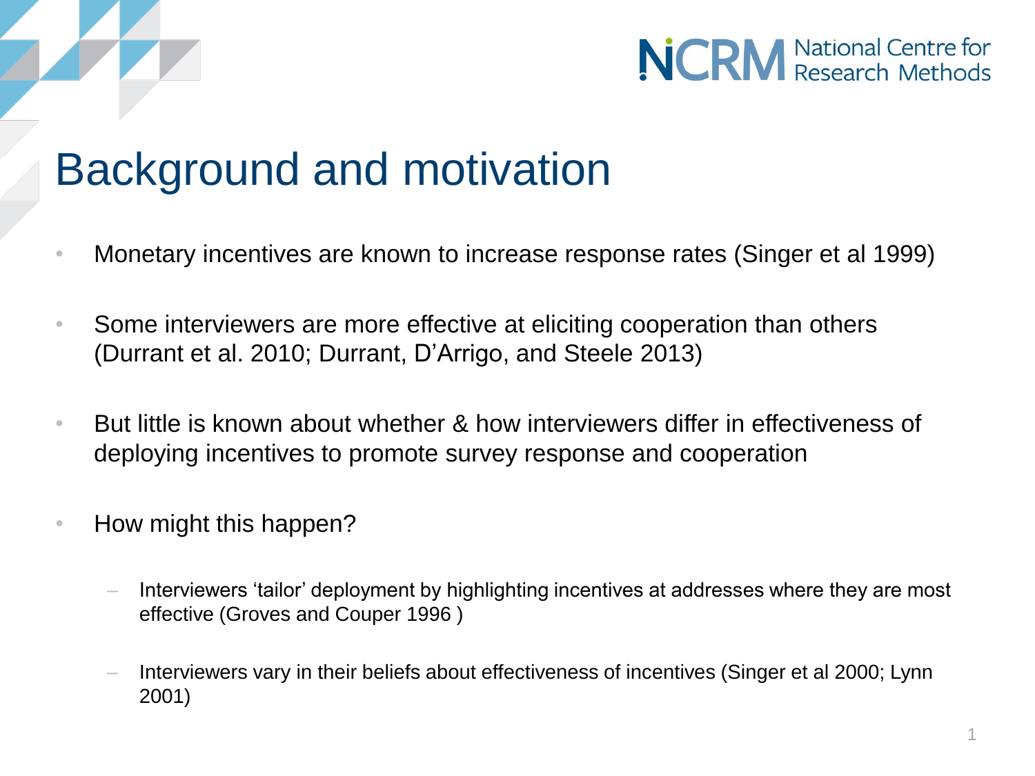# Background and motivation

- Monetary incentives are known to increase response rates (Singer et al 1999)
- Some interviewers are more effective at eliciting cooperation than others (Durrant et al. 2010; Durrant, D'Arrigo, and Steele 2013)
- But little is known about whether & how interviewers differ in effectiveness of deploying incentives to promote survey response and cooperation
- How might this happen?
  - Interviewers 'tailor' deployment by highlighting incentives at addresses where they are most effective (Groves and Couper 1996 )
  - Interviewers vary in their beliefs about effectiveness of incentives (Singer et al 2000; Lynn 2001)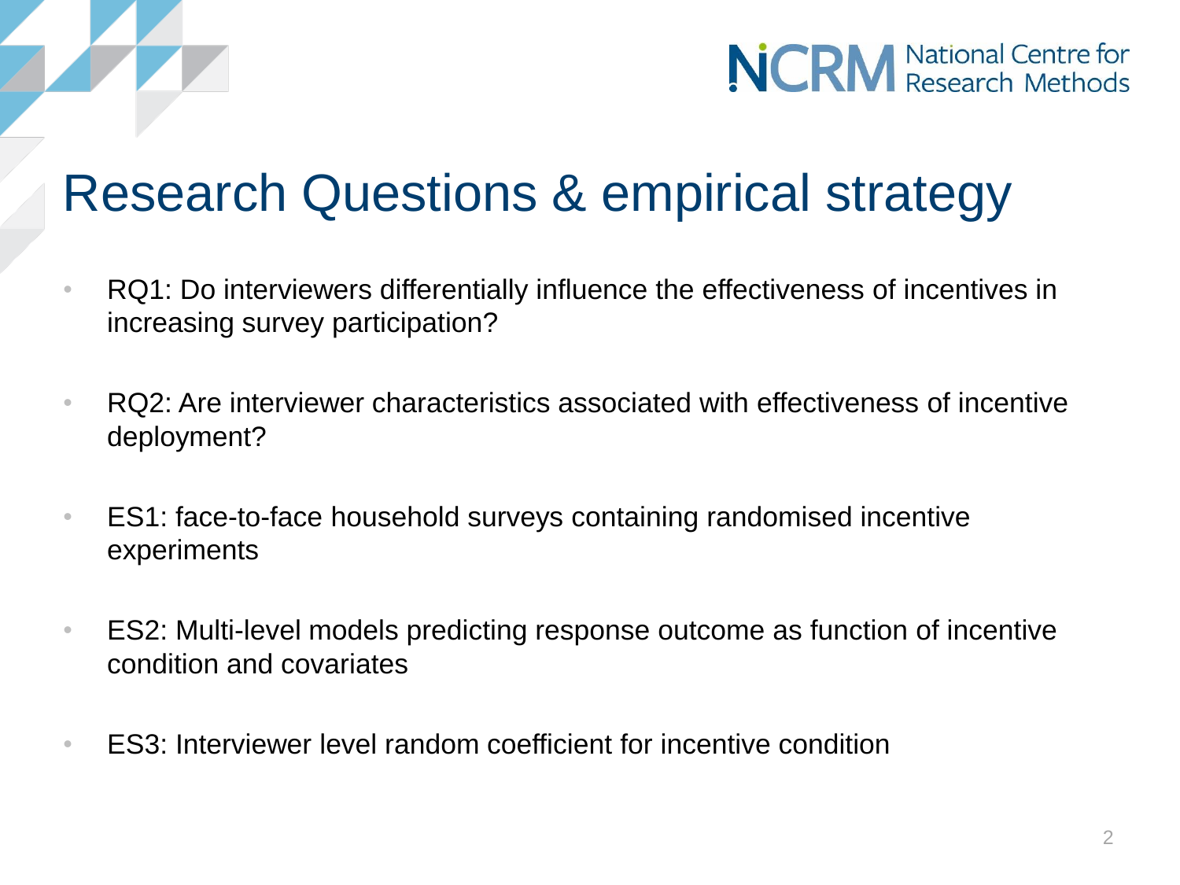# Research Questions & empirical strategy

- RQ1: Do interviewers differentially influence the effectiveness of incentives in increasing survey participation?
- RQ2: Are interviewer characteristics associated with effectiveness of incentive deployment?
- ES1: face-to-face household surveys containing randomised incentive experiments
- ES2: Multi-level models predicting response outcome as function of incentive condition and covariates
- ES3: Interviewer level random coefficient for incentive condition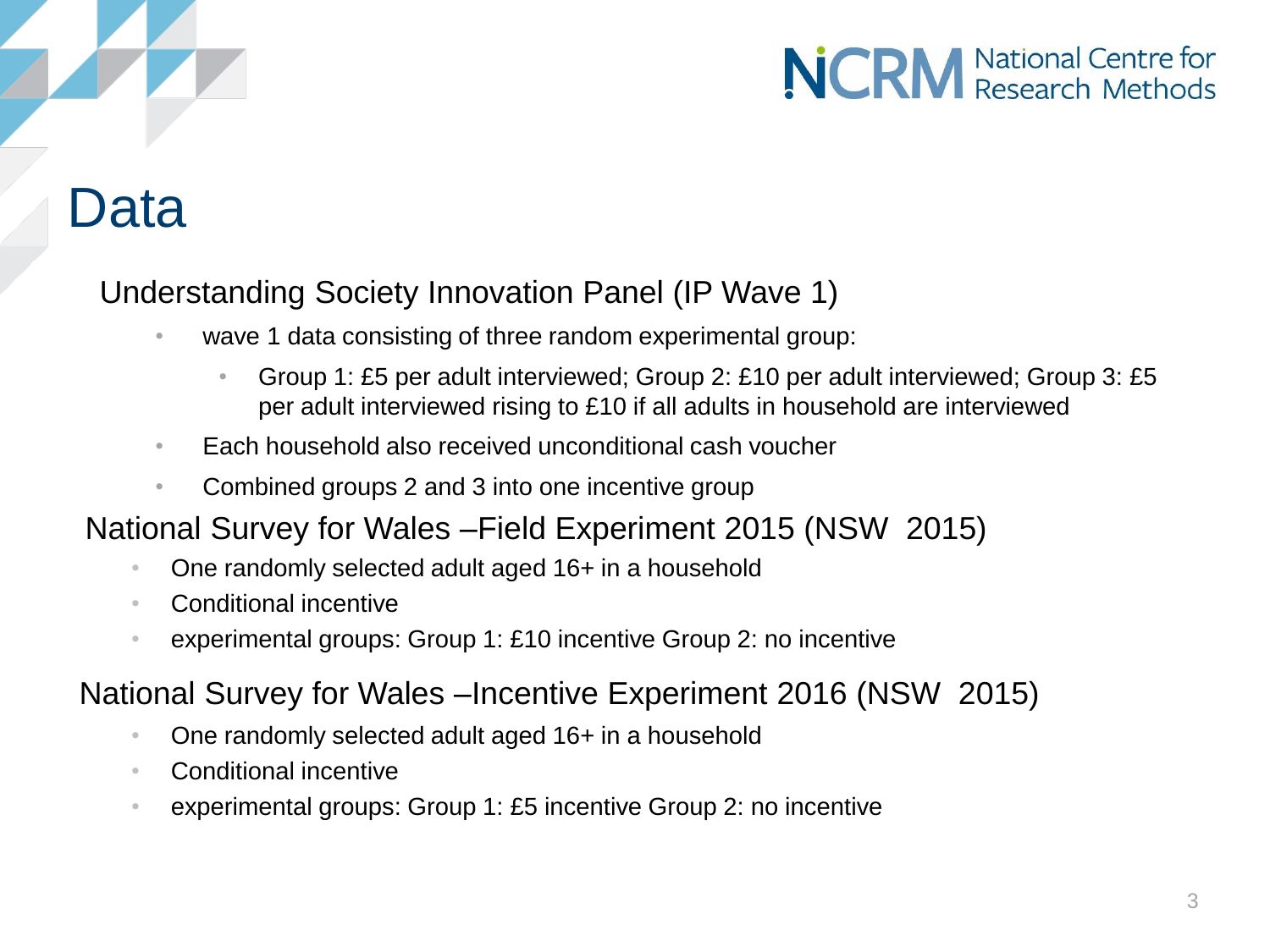# Data

## Understanding Society Innovation Panel (IP Wave 1)

- wave 1 data consisting of three random experimental group:
  - Group 1: £5 per adult interviewed; Group 2: £10 per adult interviewed; Group 3: £5 per adult interviewed rising to £10 if all adults in household are interviewed
- Each household also received unconditional cash voucher
- Combined groups 2 and 3 into one incentive group

## National Survey for Wales –Field Experiment 2015 (NSW 2015)

- One randomly selected adult aged 16+ in a household
- Conditional incentive
- experimental groups: Group 1: £10 incentive Group 2: no incentive

## National Survey for Wales –Incentive Experiment 2016 (NSW 2015)

- One randomly selected adult aged 16+ in a household
- Conditional incentive
- experimental groups: Group 1: £5 incentive Group 2: no incentive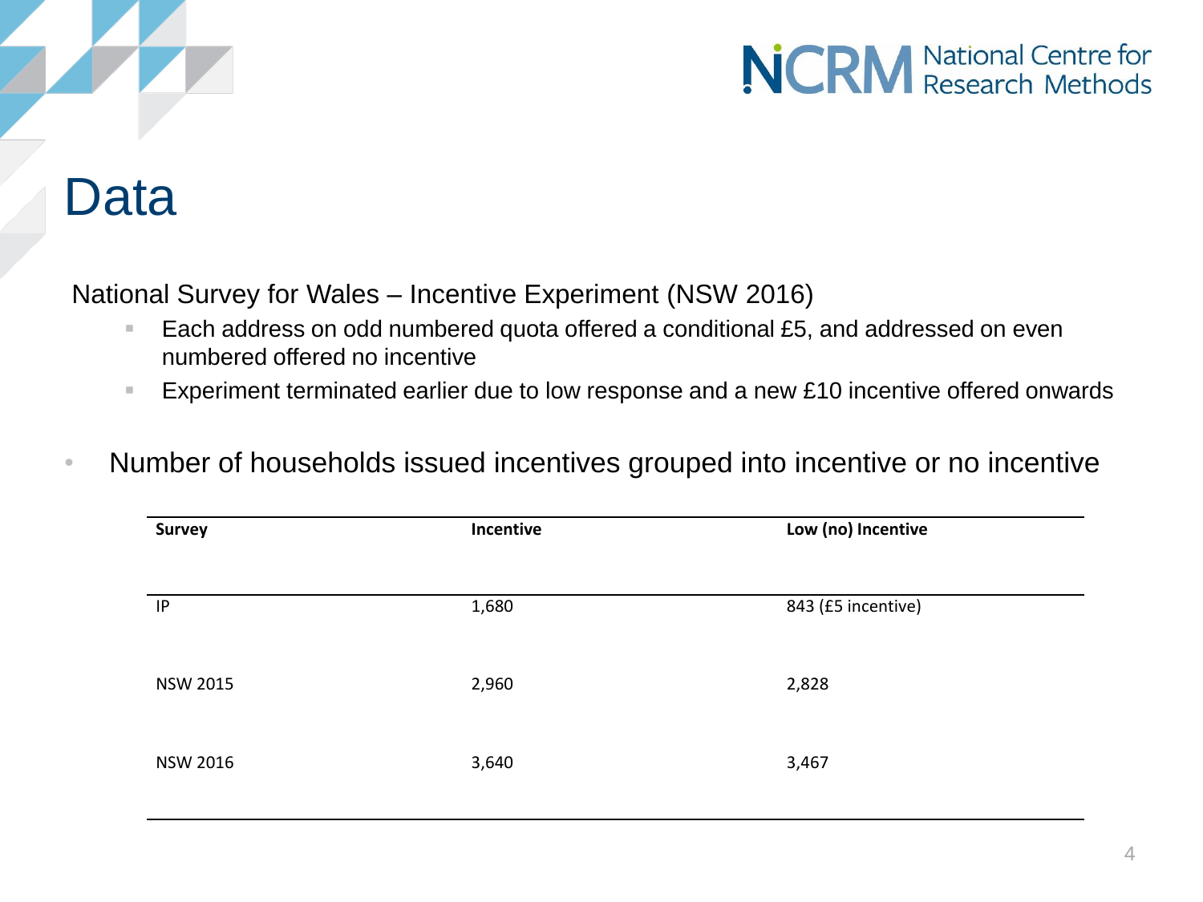# Data

National Survey for Wales – Incentive Experiment (NSW 2016)

- Each address on odd numbered quota offered a conditional £5, and addressed on even numbered offered no incentive
- Experiment terminated earlier due to low response and a new £10 incentive offered onwards

- Number of households issued incentives grouped into incentive or no incentive

| Survey | Incentive | Low (no) Incentive |
|---|---|---|
| IP | 1,680 | 843 (£5 incentive) |
| NSW 2015 | 2,960 | 2,828 |
| NSW 2016 | 3,640 | 3,467 |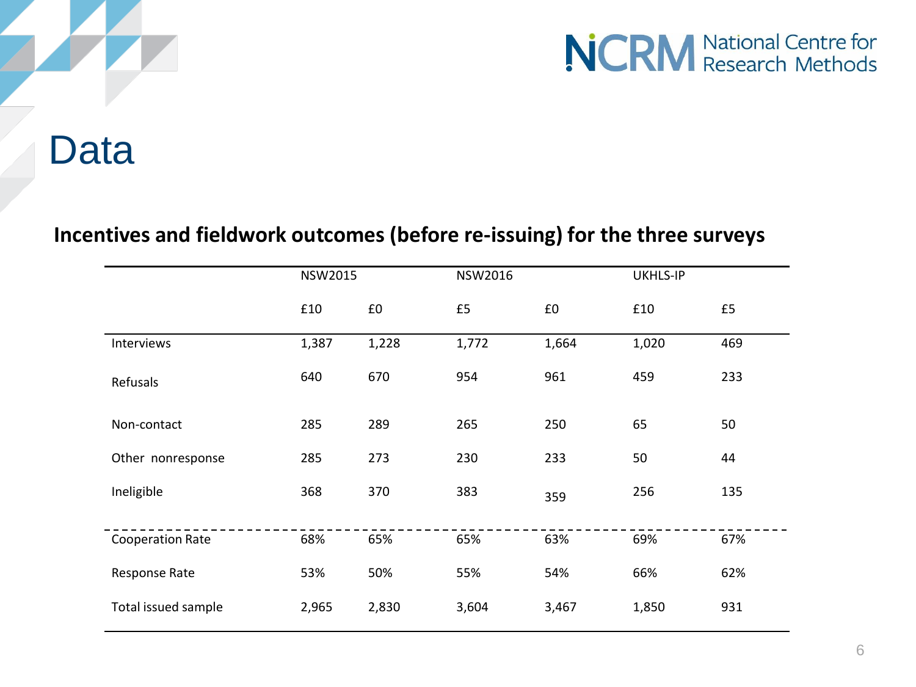# Data

**Incentives and fieldwork outcomes (before re-issuing) for the three surveys**

| | NSW2015 | | NSW2016 | | UKHLS-IP | |
|---|---|---|---|---|---|---|
| | £10 | £0 | £5 | £0 | £10 | £5 |
| Interviews | 1,387 | 1,228 | 1,772 | 1,664 | 1,020 | 469 |
| Refusals | 640 | 670 | 954 | 961 | 459 | 233 |
| Non-contact | 285 | 289 | 265 | 250 | 65 | 50 |
| Other nonresponse | 285 | 273 | 230 | 233 | 50 | 44 |
| Ineligible | 368 | 370 | 383 | 359 | 256 | 135 |
| Cooperation Rate | 68% | 65% | 65% | 63% | 69% | 67% |
| Response Rate | 53% | 50% | 55% | 54% | 66% | 62% |
| Total issued sample | 2,965 | 2,830 | 3,604 | 3,467 | 1,850 | 931 |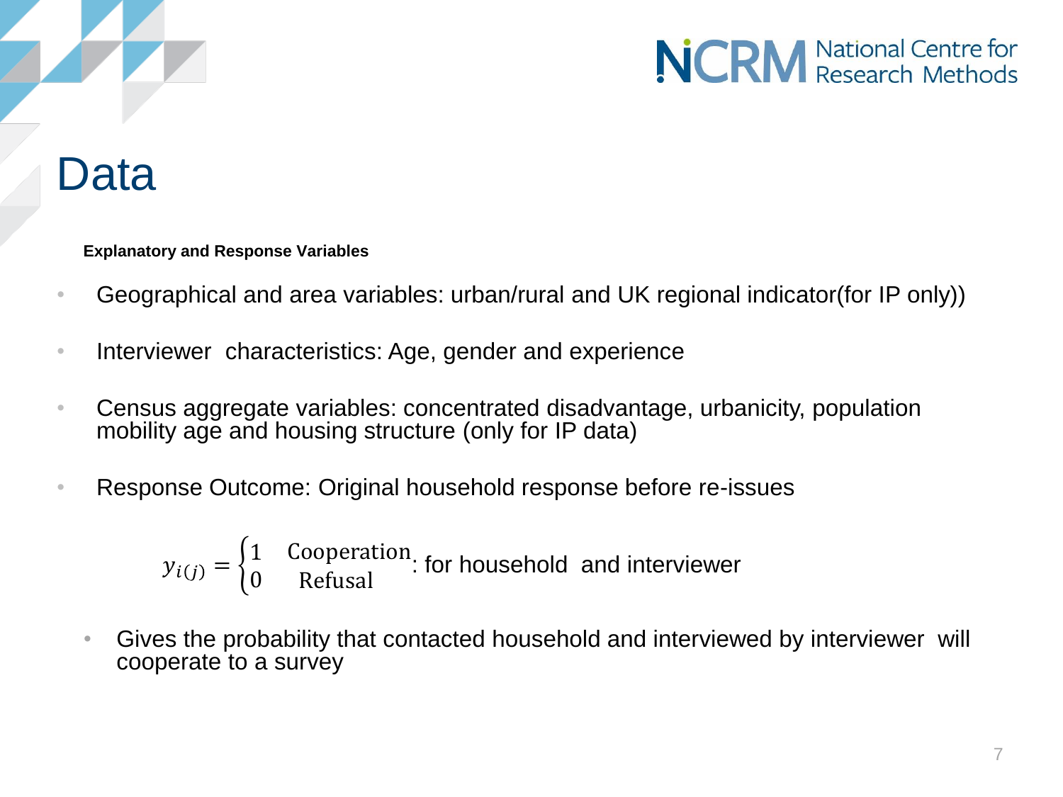# Data

**Explanatory and Response Variables**

- Geographical and area variables: urban/rural and UK regional indicator(for IP only))
- Interviewer characteristics: Age, gender and experience
- Census aggregate variables: concentrated disadvantage, urbanicity, population mobility age and housing structure (only for IP data)
- Response Outcome: Original household response before re-issues

$$y_{i(j)} = \begin{cases} 1 & \text{Cooperation} \\ 0 & \text{Refusal} \end{cases}$$ : for household and interviewer

  - Gives the probability that contacted household and interviewed by interviewer will cooperate to a survey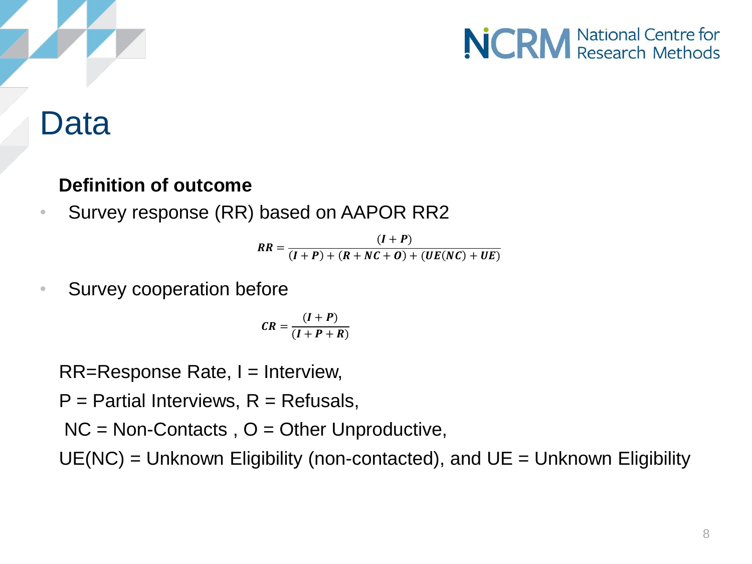# Data

**Definition of outcome**

- Survey response (RR) based on AAPOR RR2

$$RR = \frac{(I + P)}{(I + P) + (R + NC + O) + (UE(NC) + UE)}$$

- Survey cooperation before

$$CR = \frac{(I + P)}{(I + P + R)}$$

RR=Response Rate, I = Interview,

P = Partial Interviews, R = Refusals,

NC = Non-Contacts , O = Other Unproductive,

UE(NC) = Unknown Eligibility (non-contacted), and UE = Unknown Eligibility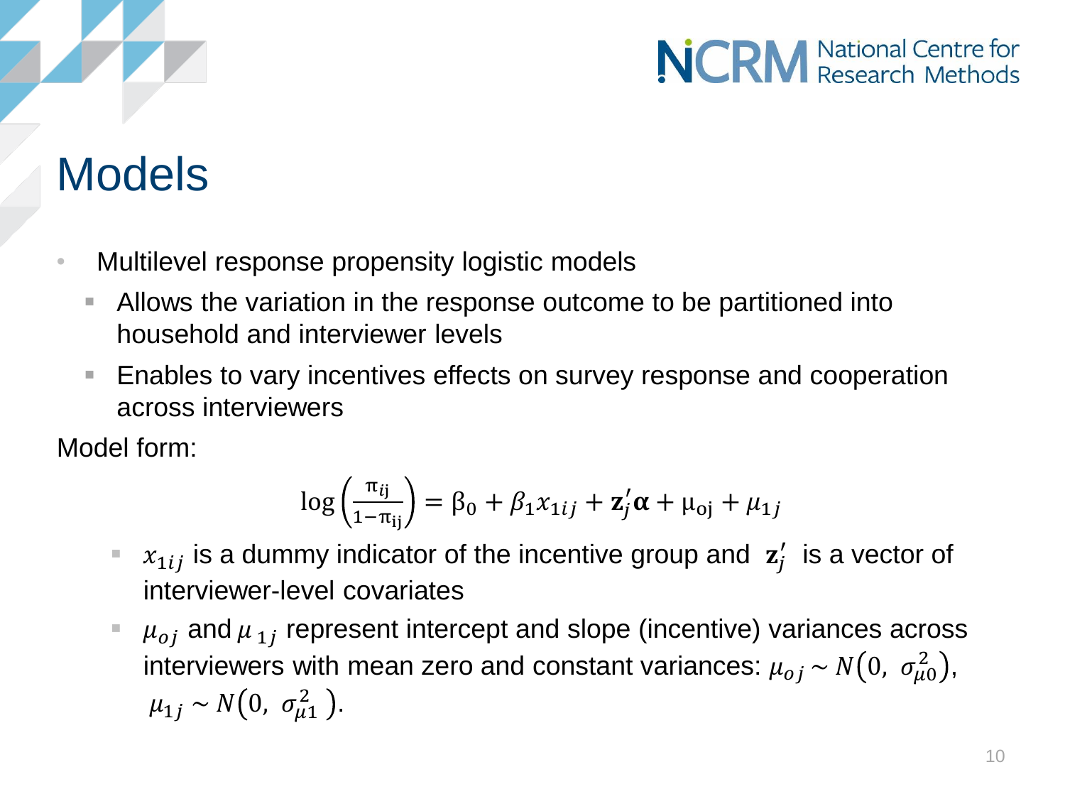# Models

- Multilevel response propensity logistic models
  - Allows the variation in the response outcome to be partitioned into household and interviewer levels
  - Enables to vary incentives effects on survey response and cooperation across interviewers

Model form:

$$\log\left(\frac{\pi_{ij}}{1-\pi_{ij}}\right) = \beta_0 + \beta_1 x_{1ij} + \mathbf{z}_j'\boldsymbol{\alpha} + \mu_{oj} + \mu_{1j}$$

- $x_{1ij}$ is a dummy indicator of the incentive group and $\mathbf{z}_j'$ is a vector of interviewer-level covariates
- $\mu_{oj}$ and $\mu_{1j}$ represent intercept and slope (incentive) variances across interviewers with mean zero and constant variances: $\mu_{oj} \sim N\left(0,\ \sigma_{\mu 0}^2\right)$, $\mu_{1j} \sim N\left(0,\ \sigma_{\mu 1}^2\right)$.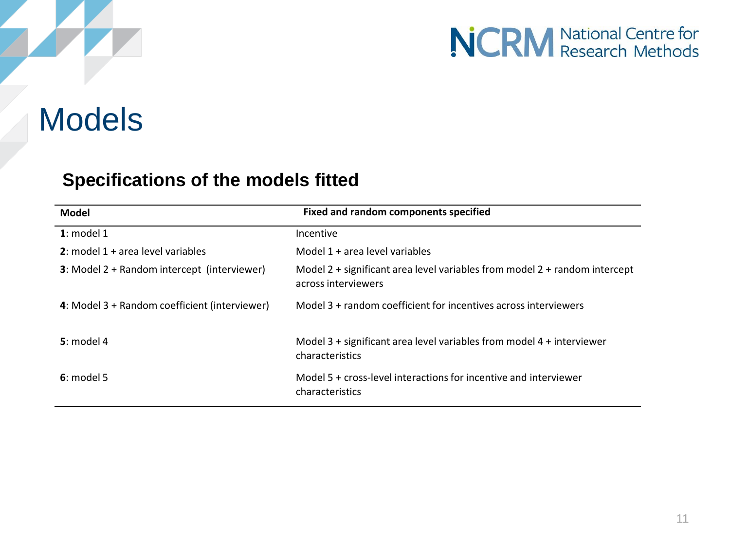# Models

## Specifications of the models fitted

| Model | Fixed and random components specified |
|---|---|
| **1**: model 1 | Incentive |
| **2**: model 1 + area level variables | Model 1 + area level variables |
| **3**: Model 2 + Random intercept (interviewer) | Model 2 + significant area level variables from model 2 + random intercept across interviewers |
| **4**: Model 3 + Random coefficient (interviewer) | Model 3 + random coefficient for incentives across interviewers |
| **5**: model 4 | Model 3 + significant area level variables from model 4 + interviewer characteristics |
| **6**: model 5 | Model 5 + cross-level interactions for incentive and interviewer characteristics |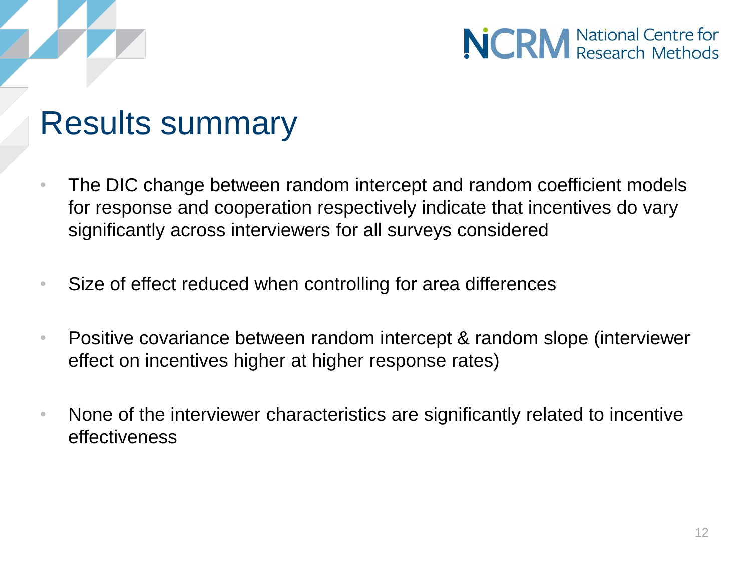# Results summary

- The DIC change between random intercept and random coefficient models for response and cooperation respectively indicate that incentives do vary significantly across interviewers for all surveys considered
- Size of effect reduced when controlling for area differences
- Positive covariance between random intercept & random slope (interviewer effect on incentives higher at higher response rates)
- None of the interviewer characteristics are significantly related to incentive effectiveness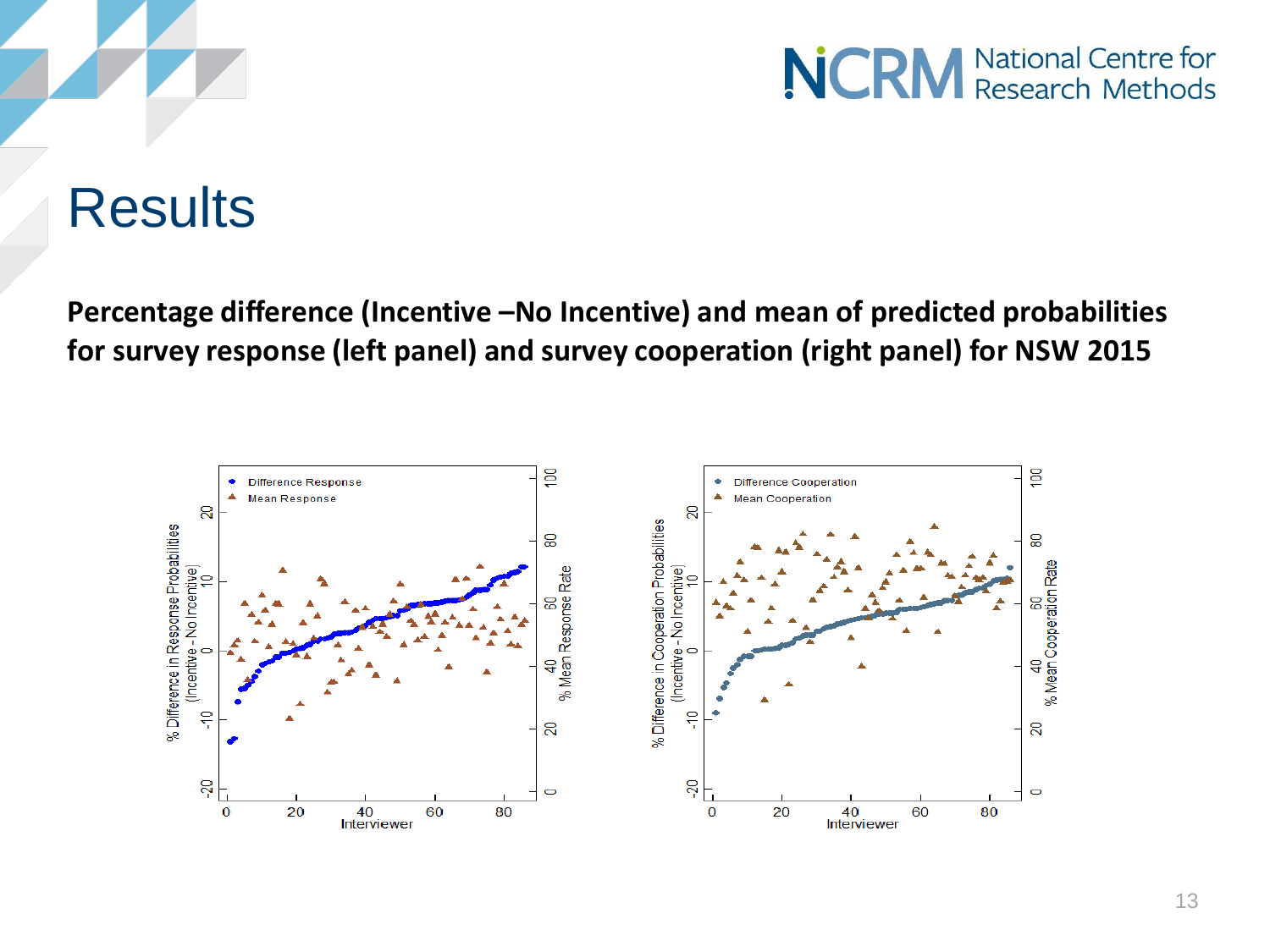# Results

**Percentage difference (Incentive –No Incentive) and mean of predicted probabilities for survey response (left panel) and survey cooperation (right panel) for NSW 2015**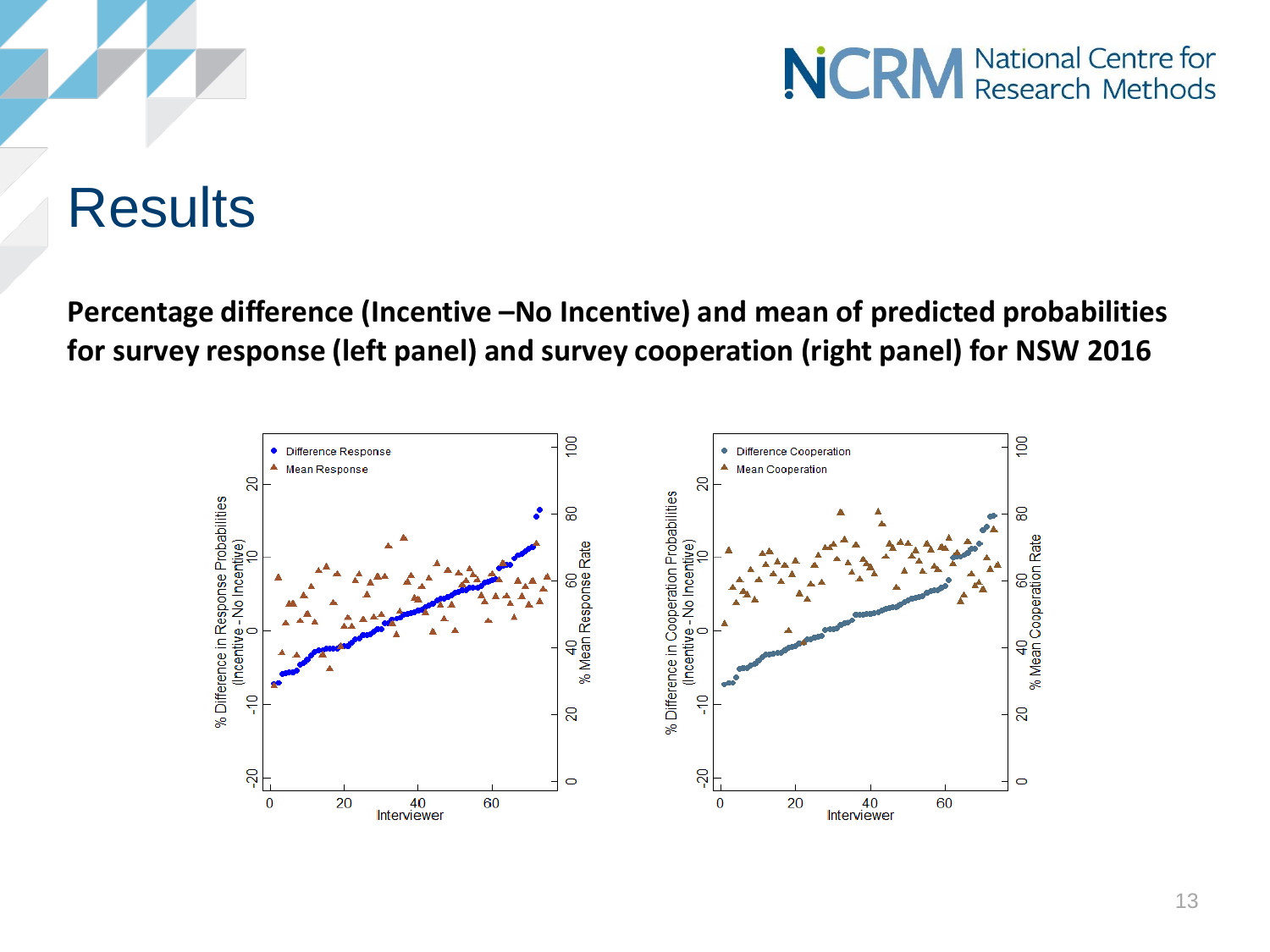# Results

**Percentage difference (Incentive –No Incentive) and mean of predicted probabilities for survey response (left panel) and survey cooperation (right panel) for NSW 2016**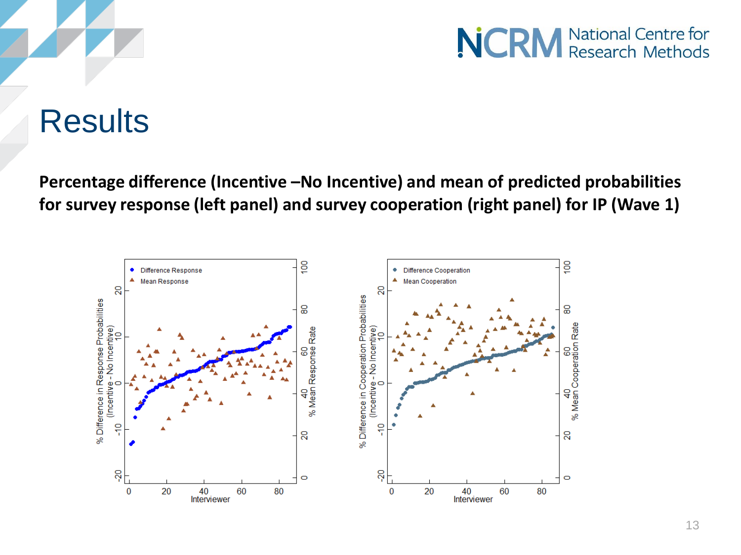# Results

**Percentage difference (Incentive –No Incentive) and mean of predicted probabilities for survey response (left panel) and survey cooperation (right panel) for IP (Wave 1)**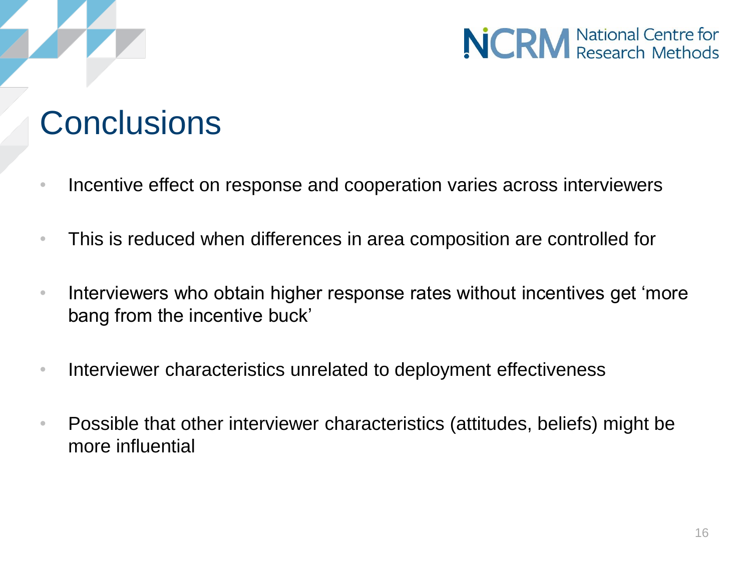# Conclusions

- Incentive effect on response and cooperation varies across interviewers
- This is reduced when differences in area composition are controlled for
- Interviewers who obtain higher response rates without incentives get 'more bang from the incentive buck'
- Interviewer characteristics unrelated to deployment effectiveness
- Possible that other interviewer characteristics (attitudes, beliefs) might be more influential